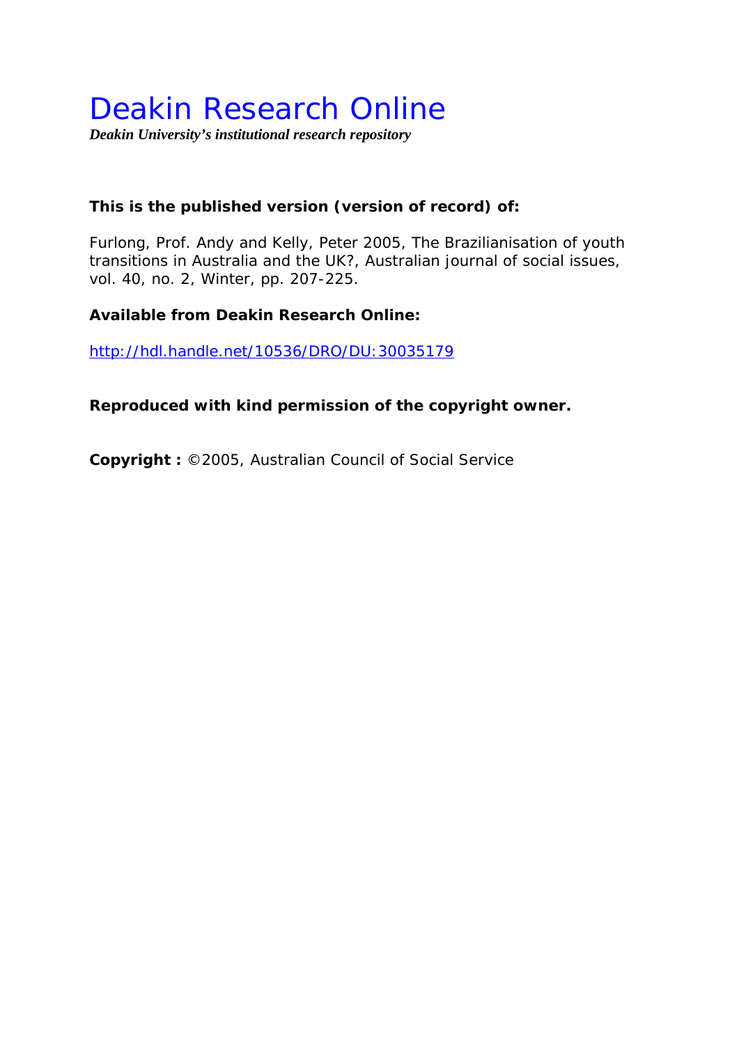# Deakin Research Online

***Deakin University's institutional research repository***

**This is the published version (version of record) of:**

Furlong, Prof. Andy and Kelly, Peter 2005, The Brazilianisation of youth transitions in Australia and the UK?, Australian journal of social issues, vol. 40, no. 2, Winter, pp. 207-225.

**Available from Deakin Research Online:**

http://hdl.handle.net/10536/DRO/DU:30035179

**Reproduced with kind permission of the copyright owner.**

**Copyright :** ©2005, Australian Council of Social Service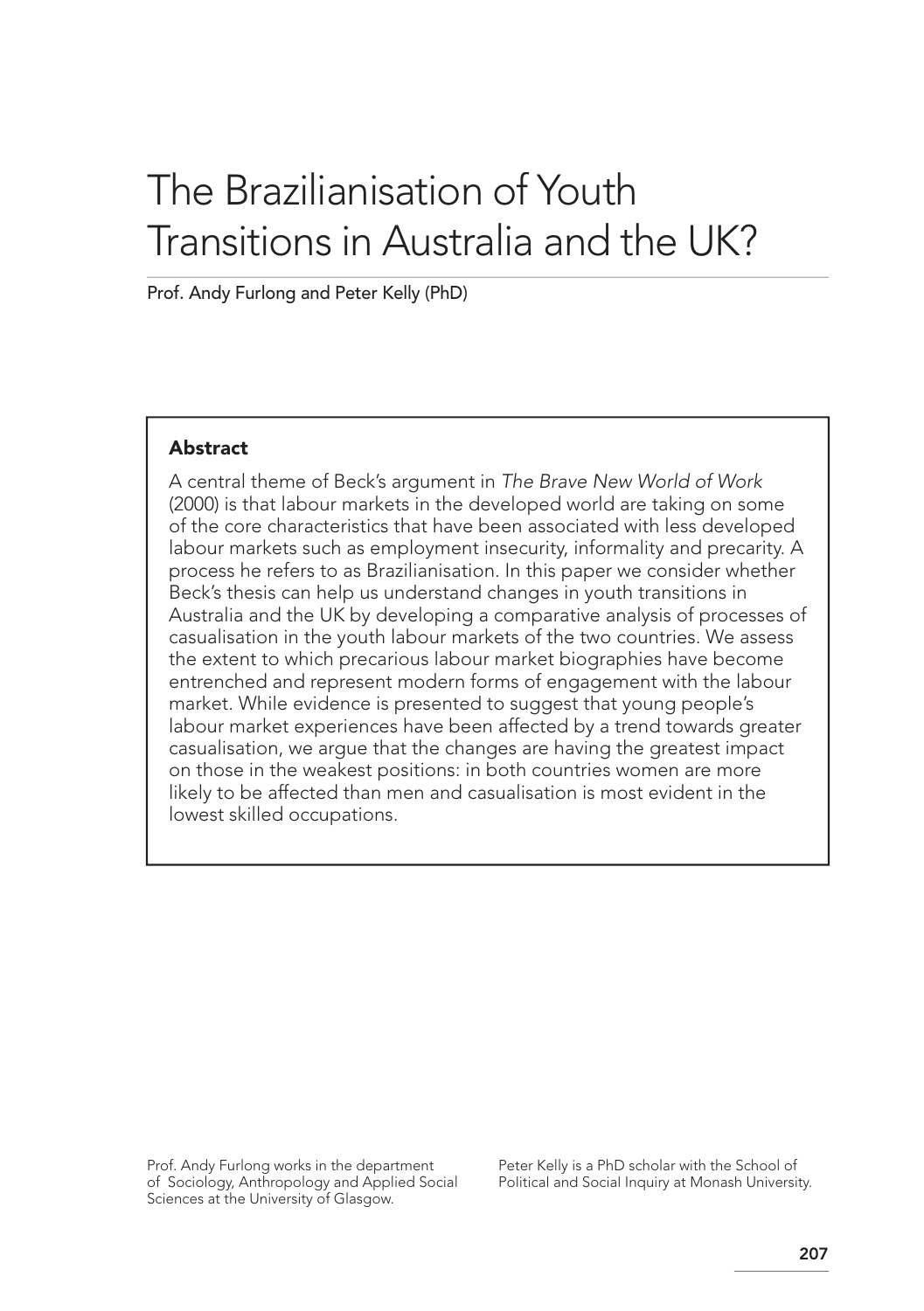# The Brazilianisation of Youth Transitions in Australia and the UK?

Prof. Andy Furlong and Peter Kelly (PhD)

## Abstract

A central theme of Beck's argument in *The Brave New World of Work* (2000) is that labour markets in the developed world are taking on some of the core characteristics that have been associated with less developed labour markets such as employment insecurity, informality and precarity. A process he refers to as Brazilianisation. In this paper we consider whether Beck's thesis can help us understand changes in youth transitions in Australia and the UK by developing a comparative analysis of processes of casualisation in the youth labour markets of the two countries. We assess the extent to which precarious labour market biographies have become entrenched and represent modern forms of engagement with the labour market. While evidence is presented to suggest that young people's labour market experiences have been affected by a trend towards greater casualisation, we argue that the changes are having the greatest impact on those in the weakest positions: in both countries women are more likely to be affected than men and casualisation is most evident in the lowest skilled occupations.

Prof. Andy Furlong works in the department of Sociology, Anthropology and Applied Social Sciences at the University of Glasgow.

Peter Kelly is a PhD scholar with the School of Political and Social Inquiry at Monash University.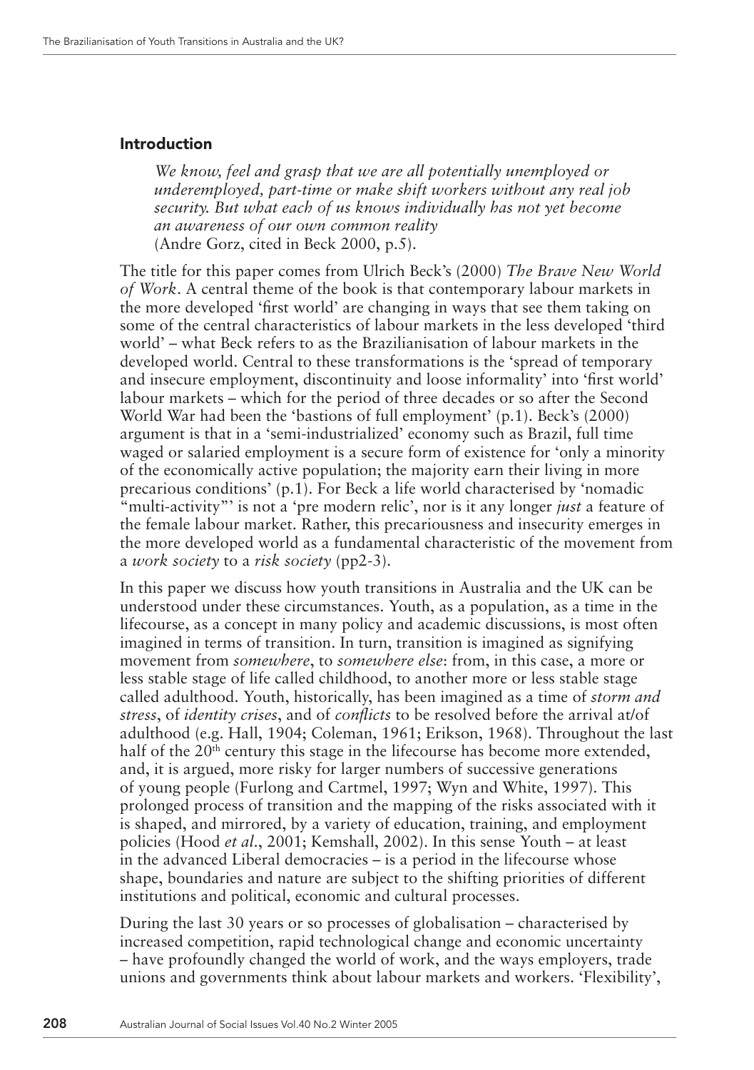## Introduction

> *We know, feel and grasp that we are all potentially unemployed or underemployed, part-time or make shift workers without any real job security. But what each of us knows individually has not yet become an awareness of our own common reality*
> (Andre Gorz, cited in Beck 2000, p.5).

The title for this paper comes from Ulrich Beck's (2000) *The Brave New World of Work*. A central theme of the book is that contemporary labour markets in the more developed 'first world' are changing in ways that see them taking on some of the central characteristics of labour markets in the less developed 'third world' – what Beck refers to as the Brazilianisation of labour markets in the developed world. Central to these transformations is the 'spread of temporary and insecure employment, discontinuity and loose informality' into 'first world' labour markets – which for the period of three decades or so after the Second World War had been the 'bastions of full employment' (p.1). Beck's (2000) argument is that in a 'semi-industrialized' economy such as Brazil, full time waged or salaried employment is a secure form of existence for 'only a minority of the economically active population; the majority earn their living in more precarious conditions' (p.1). For Beck a life world characterised by 'nomadic "multi-activity"' is not a 'pre modern relic', nor is it any longer *just* a feature of the female labour market. Rather, this precariousness and insecurity emerges in the more developed world as a fundamental characteristic of the movement from a *work society* to a *risk society* (pp2-3).

In this paper we discuss how youth transitions in Australia and the UK can be understood under these circumstances. Youth, as a population, as a time in the lifecourse, as a concept in many policy and academic discussions, is most often imagined in terms of transition. In turn, transition is imagined as signifying movement from *somewhere*, to *somewhere else*: from, in this case, a more or less stable stage of life called childhood, to another more or less stable stage called adulthood. Youth, historically, has been imagined as a time of *storm and stress*, of *identity crises*, and of *conflicts* to be resolved before the arrival at/of adulthood (e.g. Hall, 1904; Coleman, 1961; Erikson, 1968). Throughout the last half of the 20th century this stage in the lifecourse has become more extended, and, it is argued, more risky for larger numbers of successive generations of young people (Furlong and Cartmel, 1997; Wyn and White, 1997). This prolonged process of transition and the mapping of the risks associated with it is shaped, and mirrored, by a variety of education, training, and employment policies (Hood *et al*., 2001; Kemshall, 2002). In this sense Youth – at least in the advanced Liberal democracies – is a period in the lifecourse whose shape, boundaries and nature are subject to the shifting priorities of different institutions and political, economic and cultural processes.

During the last 30 years or so processes of globalisation – characterised by increased competition, rapid technological change and economic uncertainty – have profoundly changed the world of work, and the ways employers, trade unions and governments think about labour markets and workers. 'Flexibility',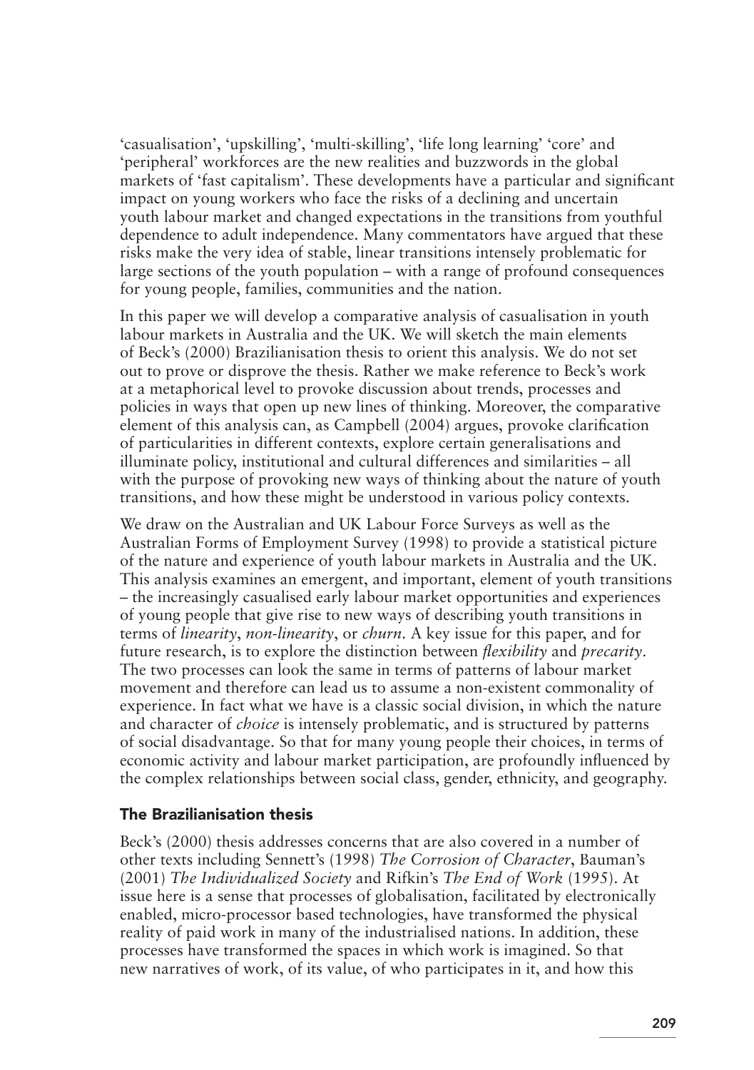'casualisation', 'upskilling', 'multi-skilling', 'life long learning' 'core' and 'peripheral' workforces are the new realities and buzzwords in the global markets of 'fast capitalism'. These developments have a particular and significant impact on young workers who face the risks of a declining and uncertain youth labour market and changed expectations in the transitions from youthful dependence to adult independence. Many commentators have argued that these risks make the very idea of stable, linear transitions intensely problematic for large sections of the youth population – with a range of profound consequences for young people, families, communities and the nation.

In this paper we will develop a comparative analysis of casualisation in youth labour markets in Australia and the UK. We will sketch the main elements of Beck's (2000) Brazilianisation thesis to orient this analysis. We do not set out to prove or disprove the thesis. Rather we make reference to Beck's work at a metaphorical level to provoke discussion about trends, processes and policies in ways that open up new lines of thinking. Moreover, the comparative element of this analysis can, as Campbell (2004) argues, provoke clarification of particularities in different contexts, explore certain generalisations and illuminate policy, institutional and cultural differences and similarities – all with the purpose of provoking new ways of thinking about the nature of youth transitions, and how these might be understood in various policy contexts.

We draw on the Australian and UK Labour Force Surveys as well as the Australian Forms of Employment Survey (1998) to provide a statistical picture of the nature and experience of youth labour markets in Australia and the UK. This analysis examines an emergent, and important, element of youth transitions – the increasingly casualised early labour market opportunities and experiences of young people that give rise to new ways of describing youth transitions in terms of *linearity*, *non-linearity*, or *churn*. A key issue for this paper, and for future research, is to explore the distinction between *flexibility* and *precarity*. The two processes can look the same in terms of patterns of labour market movement and therefore can lead us to assume a non-existent commonality of experience. In fact what we have is a classic social division, in which the nature and character of *choice* is intensely problematic, and is structured by patterns of social disadvantage. So that for many young people their choices, in terms of economic activity and labour market participation, are profoundly influenced by the complex relationships between social class, gender, ethnicity, and geography.

## The Brazilianisation thesis

Beck's (2000) thesis addresses concerns that are also covered in a number of other texts including Sennett's (1998) *The Corrosion of Character*, Bauman's (2001) *The Individualized Society* and Rifkin's *The End of Work* (1995). At issue here is a sense that processes of globalisation, facilitated by electronically enabled, micro-processor based technologies, have transformed the physical reality of paid work in many of the industrialised nations. In addition, these processes have transformed the spaces in which work is imagined. So that new narratives of work, of its value, of who participates in it, and how this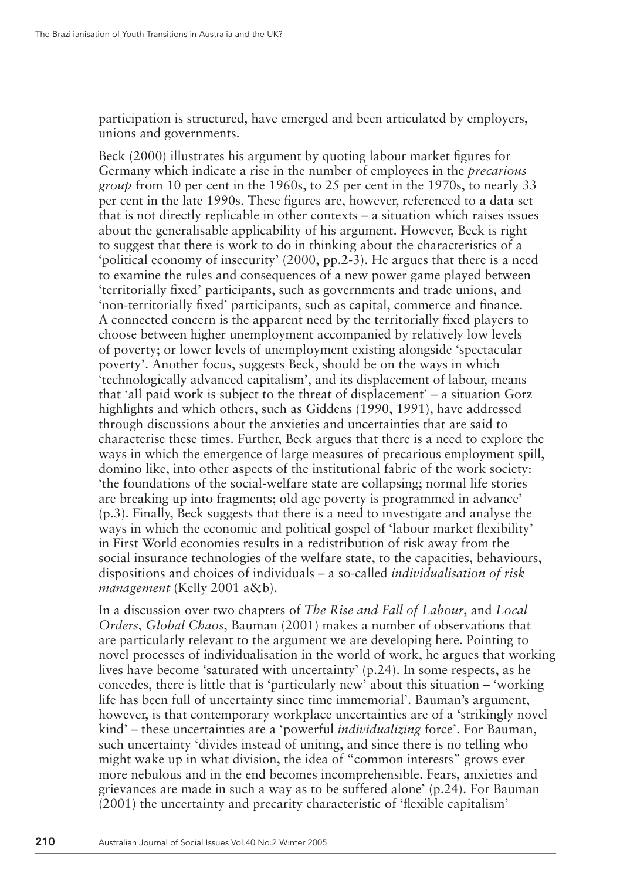participation is structured, have emerged and been articulated by employers, unions and governments.

Beck (2000) illustrates his argument by quoting labour market figures for Germany which indicate a rise in the number of employees in the *precarious group* from 10 per cent in the 1960s, to 25 per cent in the 1970s, to nearly 33 per cent in the late 1990s. These figures are, however, referenced to a data set that is not directly replicable in other contexts – a situation which raises issues about the generalisable applicability of his argument. However, Beck is right to suggest that there is work to do in thinking about the characteristics of a 'political economy of insecurity' (2000, pp.2-3). He argues that there is a need to examine the rules and consequences of a new power game played between 'territorially fixed' participants, such as governments and trade unions, and 'non-territorially fixed' participants, such as capital, commerce and finance. A connected concern is the apparent need by the territorially fixed players to choose between higher unemployment accompanied by relatively low levels of poverty; or lower levels of unemployment existing alongside 'spectacular poverty'. Another focus, suggests Beck, should be on the ways in which 'technologically advanced capitalism', and its displacement of labour, means that 'all paid work is subject to the threat of displacement' – a situation Gorz highlights and which others, such as Giddens (1990, 1991), have addressed through discussions about the anxieties and uncertainties that are said to characterise these times. Further, Beck argues that there is a need to explore the ways in which the emergence of large measures of precarious employment spill, domino like, into other aspects of the institutional fabric of the work society: 'the foundations of the social-welfare state are collapsing; normal life stories are breaking up into fragments; old age poverty is programmed in advance' (p.3). Finally, Beck suggests that there is a need to investigate and analyse the ways in which the economic and political gospel of 'labour market flexibility' in First World economies results in a redistribution of risk away from the social insurance technologies of the welfare state, to the capacities, behaviours, dispositions and choices of individuals – a so-called *individualisation of risk management* (Kelly 2001 a&b).

In a discussion over two chapters of *The Rise and Fall of Labour*, and *Local Orders, Global Chaos*, Bauman (2001) makes a number of observations that are particularly relevant to the argument we are developing here. Pointing to novel processes of individualisation in the world of work, he argues that working lives have become 'saturated with uncertainty' (p.24). In some respects, as he concedes, there is little that is 'particularly new' about this situation – 'working life has been full of uncertainty since time immemorial'. Bauman's argument, however, is that contemporary workplace uncertainties are of a 'strikingly novel kind' – these uncertainties are a 'powerful *individualizing* force'. For Bauman, such uncertainty 'divides instead of uniting, and since there is no telling who might wake up in what division, the idea of "common interests" grows ever more nebulous and in the end becomes incomprehensible. Fears, anxieties and grievances are made in such a way as to be suffered alone' (p.24). For Bauman (2001) the uncertainty and precarity characteristic of 'flexible capitalism'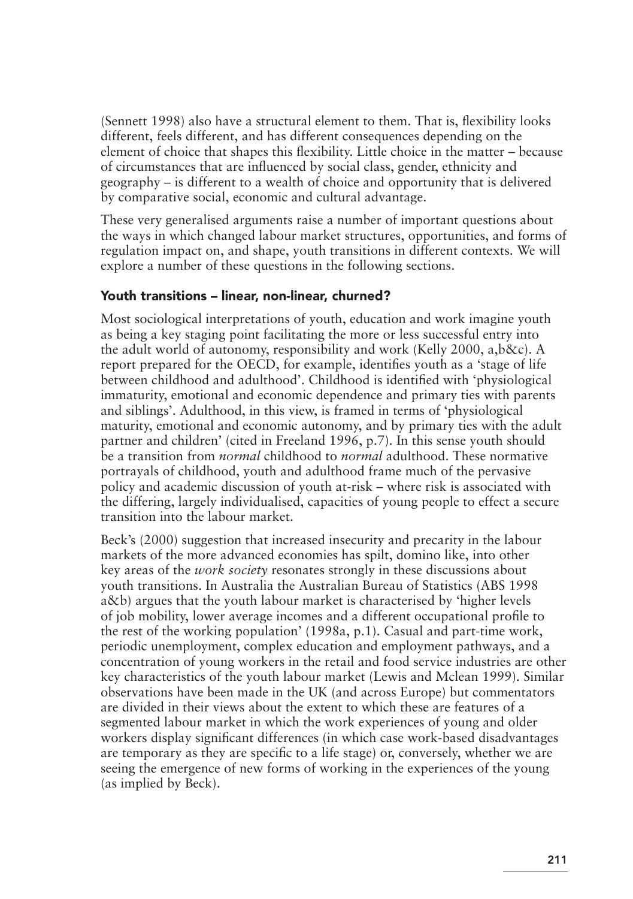(Sennett 1998) also have a structural element to them. That is, flexibility looks different, feels different, and has different consequences depending on the element of choice that shapes this flexibility. Little choice in the matter – because of circumstances that are influenced by social class, gender, ethnicity and geography – is different to a wealth of choice and opportunity that is delivered by comparative social, economic and cultural advantage.

These very generalised arguments raise a number of important questions about the ways in which changed labour market structures, opportunities, and forms of regulation impact on, and shape, youth transitions in different contexts. We will explore a number of these questions in the following sections.

## Youth transitions – linear, non-linear, churned?

Most sociological interpretations of youth, education and work imagine youth as being a key staging point facilitating the more or less successful entry into the adult world of autonomy, responsibility and work (Kelly 2000, a,b&c). A report prepared for the OECD, for example, identifies youth as a 'stage of life between childhood and adulthood'. Childhood is identified with 'physiological immaturity, emotional and economic dependence and primary ties with parents and siblings'. Adulthood, in this view, is framed in terms of 'physiological maturity, emotional and economic autonomy, and by primary ties with the adult partner and children' (cited in Freeland 1996, p.7). In this sense youth should be a transition from *normal* childhood to *normal* adulthood. These normative portrayals of childhood, youth and adulthood frame much of the pervasive policy and academic discussion of youth at-risk – where risk is associated with the differing, largely individualised, capacities of young people to effect a secure transition into the labour market.

Beck's (2000) suggestion that increased insecurity and precarity in the labour markets of the more advanced economies has spilt, domino like, into other key areas of the *work society* resonates strongly in these discussions about youth transitions. In Australia the Australian Bureau of Statistics (ABS 1998 a&b) argues that the youth labour market is characterised by 'higher levels of job mobility, lower average incomes and a different occupational profile to the rest of the working population' (1998a, p.1). Casual and part-time work, periodic unemployment, complex education and employment pathways, and a concentration of young workers in the retail and food service industries are other key characteristics of the youth labour market (Lewis and Mclean 1999). Similar observations have been made in the UK (and across Europe) but commentators are divided in their views about the extent to which these are features of a segmented labour market in which the work experiences of young and older workers display significant differences (in which case work-based disadvantages are temporary as they are specific to a life stage) or, conversely, whether we are seeing the emergence of new forms of working in the experiences of the young (as implied by Beck).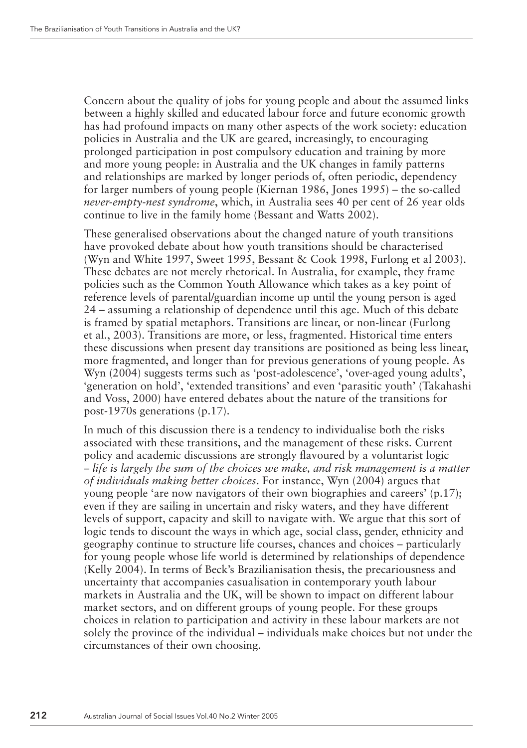Concern about the quality of jobs for young people and about the assumed links between a highly skilled and educated labour force and future economic growth has had profound impacts on many other aspects of the work society: education policies in Australia and the UK are geared, increasingly, to encouraging prolonged participation in post compulsory education and training by more and more young people: in Australia and the UK changes in family patterns and relationships are marked by longer periods of, often periodic, dependency for larger numbers of young people (Kiernan 1986, Jones 1995) – the so-called *never-empty-nest syndrome*, which, in Australia sees 40 per cent of 26 year olds continue to live in the family home (Bessant and Watts 2002).

These generalised observations about the changed nature of youth transitions have provoked debate about how youth transitions should be characterised (Wyn and White 1997, Sweet 1995, Bessant & Cook 1998, Furlong et al 2003). These debates are not merely rhetorical. In Australia, for example, they frame policies such as the Common Youth Allowance which takes as a key point of reference levels of parental/guardian income up until the young person is aged 24 – assuming a relationship of dependence until this age. Much of this debate is framed by spatial metaphors. Transitions are linear, or non-linear (Furlong et al., 2003). Transitions are more, or less, fragmented. Historical time enters these discussions when present day transitions are positioned as being less linear, more fragmented, and longer than for previous generations of young people. As Wyn (2004) suggests terms such as 'post-adolescence', 'over-aged young adults', 'generation on hold', 'extended transitions' and even 'parasitic youth' (Takahashi and Voss, 2000) have entered debates about the nature of the transitions for post-1970s generations (p.17).

In much of this discussion there is a tendency to individualise both the risks associated with these transitions, and the management of these risks. Current policy and academic discussions are strongly flavoured by a voluntarist logic – *life is largely the sum of the choices we make, and risk management is a matter of individuals making better choices*. For instance, Wyn (2004) argues that young people 'are now navigators of their own biographies and careers' (p.17); even if they are sailing in uncertain and risky waters, and they have different levels of support, capacity and skill to navigate with. We argue that this sort of logic tends to discount the ways in which age, social class, gender, ethnicity and geography continue to structure life courses, chances and choices – particularly for young people whose life world is determined by relationships of dependence (Kelly 2004). In terms of Beck's Brazilianisation thesis, the precariousness and uncertainty that accompanies casualisation in contemporary youth labour markets in Australia and the UK, will be shown to impact on different labour market sectors, and on different groups of young people. For these groups choices in relation to participation and activity in these labour markets are not solely the province of the individual – individuals make choices but not under the circumstances of their own choosing.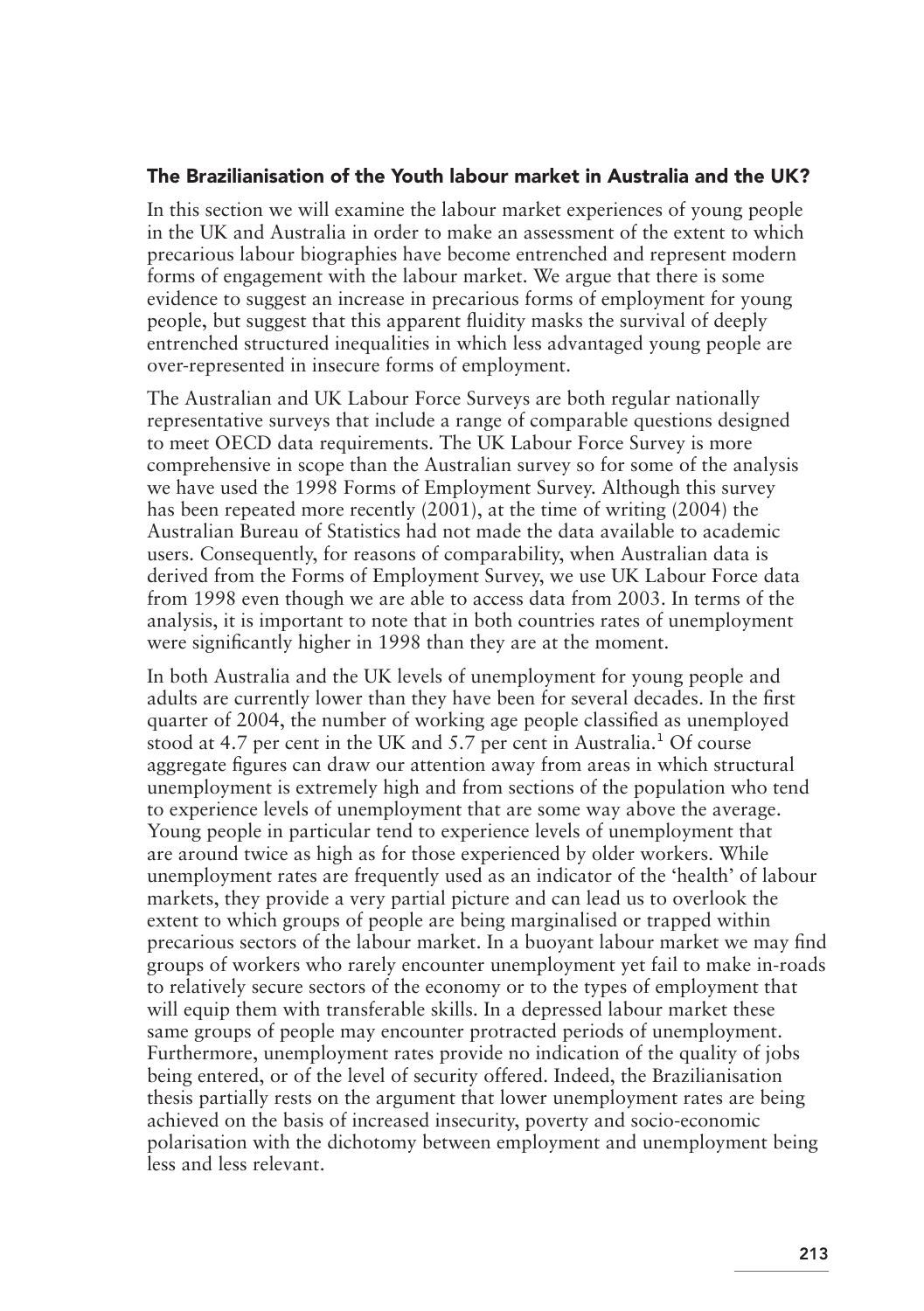## The Brazilianisation of the Youth labour market in Australia and the UK?

In this section we will examine the labour market experiences of young people in the UK and Australia in order to make an assessment of the extent to which precarious labour biographies have become entrenched and represent modern forms of engagement with the labour market. We argue that there is some evidence to suggest an increase in precarious forms of employment for young people, but suggest that this apparent fluidity masks the survival of deeply entrenched structured inequalities in which less advantaged young people are over-represented in insecure forms of employment.

The Australian and UK Labour Force Surveys are both regular nationally representative surveys that include a range of comparable questions designed to meet OECD data requirements. The UK Labour Force Survey is more comprehensive in scope than the Australian survey so for some of the analysis we have used the 1998 Forms of Employment Survey. Although this survey has been repeated more recently (2001), at the time of writing (2004) the Australian Bureau of Statistics had not made the data available to academic users. Consequently, for reasons of comparability, when Australian data is derived from the Forms of Employment Survey, we use UK Labour Force data from 1998 even though we are able to access data from 2003. In terms of the analysis, it is important to note that in both countries rates of unemployment were significantly higher in 1998 than they are at the moment.

In both Australia and the UK levels of unemployment for young people and adults are currently lower than they have been for several decades. In the first quarter of 2004, the number of working age people classified as unemployed stood at 4.7 per cent in the UK and 5.7 per cent in Australia.[1] Of course aggregate figures can draw our attention away from areas in which structural unemployment is extremely high and from sections of the population who tend to experience levels of unemployment that are some way above the average. Young people in particular tend to experience levels of unemployment that are around twice as high as for those experienced by older workers. While unemployment rates are frequently used as an indicator of the 'health' of labour markets, they provide a very partial picture and can lead us to overlook the extent to which groups of people are being marginalised or trapped within precarious sectors of the labour market. In a buoyant labour market we may find groups of workers who rarely encounter unemployment yet fail to make in-roads to relatively secure sectors of the economy or to the types of employment that will equip them with transferable skills. In a depressed labour market these same groups of people may encounter protracted periods of unemployment. Furthermore, unemployment rates provide no indication of the quality of jobs being entered, or of the level of security offered. Indeed, the Brazilianisation thesis partially rests on the argument that lower unemployment rates are being achieved on the basis of increased insecurity, poverty and socio-economic polarisation with the dichotomy between employment and unemployment being less and less relevant.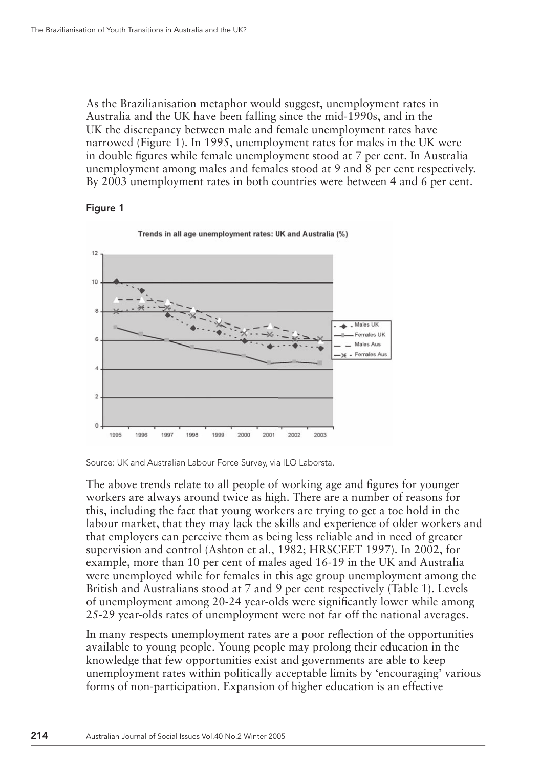As the Brazilianisation metaphor would suggest, unemployment rates in Australia and the UK have been falling since the mid-1990s, and in the UK the discrepancy between male and female unemployment rates have narrowed (Figure 1). In 1995, unemployment rates for males in the UK were in double figures while female unemployment stood at 7 per cent. In Australia unemployment among males and females stood at 9 and 8 per cent respectively. By 2003 unemployment rates in both countries were between 4 and 6 per cent.

**Figure 1**

Trends in all age unemployment rates: UK and Australia (%)

12
10
8
6
4
2
0

1995 1996 1997 1998 1999 2000 2001 2002 2003

Males UK
Females UK
Males Aus
Females Aus

Source: UK and Australian Labour Force Survey, via ILO Laborsta.

The above trends relate to all people of working age and figures for younger workers are always around twice as high. There are a number of reasons for this, including the fact that young workers are trying to get a toe hold in the labour market, that they may lack the skills and experience of older workers and that employers can perceive them as being less reliable and in need of greater supervision and control (Ashton et al., 1982; HRSCEET 1997). In 2002, for example, more than 10 per cent of males aged 16-19 in the UK and Australia were unemployed while for females in this age group unemployment among the British and Australians stood at 7 and 9 per cent respectively (Table 1). Levels of unemployment among 20-24 year-olds were significantly lower while among 25-29 year-olds rates of unemployment were not far off the national averages.

In many respects unemployment rates are a poor reflection of the opportunities available to young people. Young people may prolong their education in the knowledge that few opportunities exist and governments are able to keep unemployment rates within politically acceptable limits by 'encouraging' various forms of non-participation. Expansion of higher education is an effective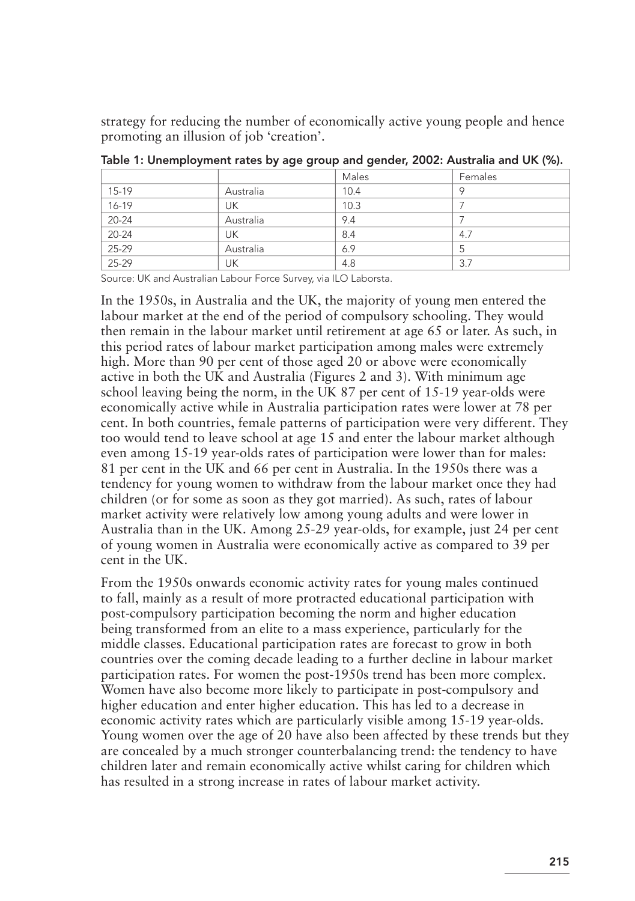strategy for reducing the number of economically active young people and hence promoting an illusion of job 'creation'.

**Table 1: Unemployment rates by age group and gender, 2002: Australia and UK (%).**

| | | Males | Females |
|---|---|---|---|
| 15-19 | Australia | 10.4 | 9 |
| 16-19 | UK | 10.3 | 7 |
| 20-24 | Australia | 9.4 | 7 |
| 20-24 | UK | 8.4 | 4.7 |
| 25-29 | Australia | 6.9 | 5 |
| 25-29 | UK | 4.8 | 3.7 |

Source: UK and Australian Labour Force Survey, via ILO Laborsta.

In the 1950s, in Australia and the UK, the majority of young men entered the labour market at the end of the period of compulsory schooling. They would then remain in the labour market until retirement at age 65 or later. As such, in this period rates of labour market participation among males were extremely high. More than 90 per cent of those aged 20 or above were economically active in both the UK and Australia (Figures 2 and 3). With minimum age school leaving being the norm, in the UK 87 per cent of 15-19 year-olds were economically active while in Australia participation rates were lower at 78 per cent. In both countries, female patterns of participation were very different. They too would tend to leave school at age 15 and enter the labour market although even among 15-19 year-olds rates of participation were lower than for males: 81 per cent in the UK and 66 per cent in Australia. In the 1950s there was a tendency for young women to withdraw from the labour market once they had children (or for some as soon as they got married). As such, rates of labour market activity were relatively low among young adults and were lower in Australia than in the UK. Among 25-29 year-olds, for example, just 24 per cent of young women in Australia were economically active as compared to 39 per cent in the UK.

From the 1950s onwards economic activity rates for young males continued to fall, mainly as a result of more protracted educational participation with post-compulsory participation becoming the norm and higher education being transformed from an elite to a mass experience, particularly for the middle classes. Educational participation rates are forecast to grow in both countries over the coming decade leading to a further decline in labour market participation rates. For women the post-1950s trend has been more complex. Women have also become more likely to participate in post-compulsory and higher education and enter higher education. This has led to a decrease in economic activity rates which are particularly visible among 15-19 year-olds. Young women over the age of 20 have also been affected by these trends but they are concealed by a much stronger counterbalancing trend: the tendency to have children later and remain economically active whilst caring for children which has resulted in a strong increase in rates of labour market activity.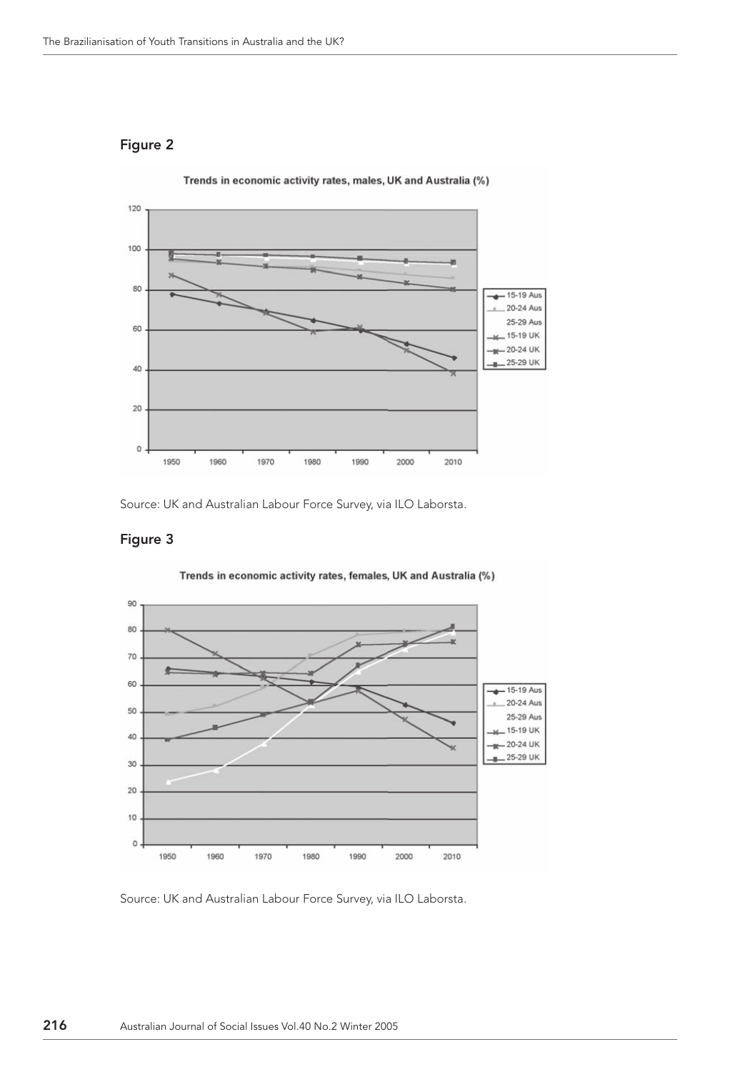## Figure 2

Trends in economic activity rates, males, UK and Australia (%)

120
100
80
60
40
20
0

1950 1960 1970 1980 1990 2000 2010

15-19 Aus
20-24 Aus
25-29 Aus
15-19 UK
20-24 UK
25-29 UK

Source: UK and Australian Labour Force Survey, via ILO Laborsta.

## Figure 3

Trends in economic activity rates, females, UK and Australia (%)

90
80
70
60
50
40
30
20
10
0

1950 1960 1970 1980 1990 2000 2010

15-19 Aus
20-24 Aus
25-29 Aus
15-19 UK
20-24 UK
25-29 UK

Source: UK and Australian Labour Force Survey, via ILO Laborsta.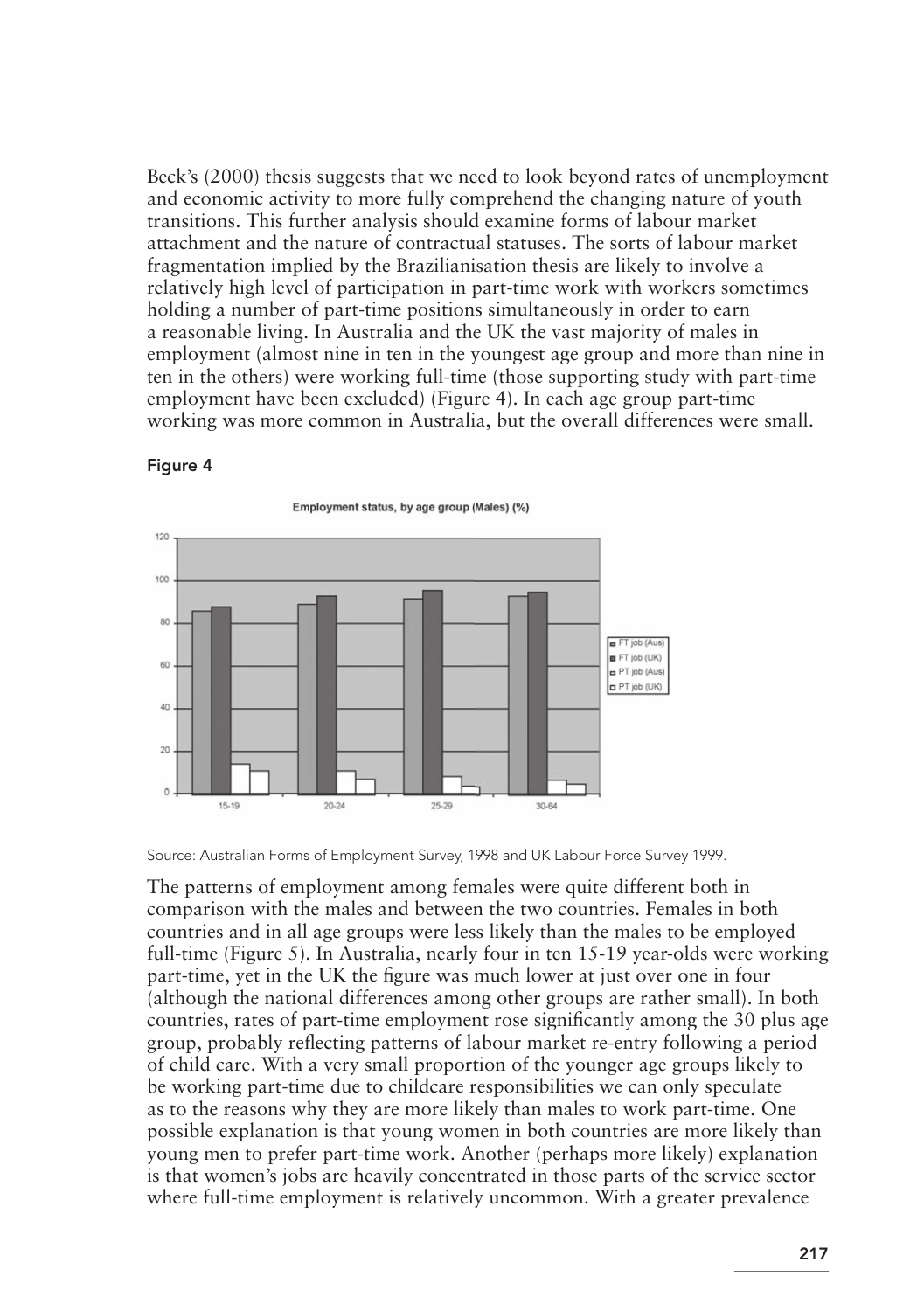Beck's (2000) thesis suggests that we need to look beyond rates of unemployment and economic activity to more fully comprehend the changing nature of youth transitions. This further analysis should examine forms of labour market attachment and the nature of contractual statuses. The sorts of labour market fragmentation implied by the Brazilianisation thesis are likely to involve a relatively high level of participation in part-time work with workers sometimes holding a number of part-time positions simultaneously in order to earn a reasonable living. In Australia and the UK the vast majority of males in employment (almost nine in ten in the youngest age group and more than nine in ten in the others) were working full-time (those supporting study with part-time employment have been excluded) (Figure 4). In each age group part-time working was more common in Australia, but the overall differences were small.

**Figure 4**

Employment status, by age group (Males) (%)

120
100
80
60
40
20
0

15-19
20-24
25-29
30-64

FT job (Aus)
FT job (UK)
PT job (Aus)
PT job (UK)

Source: Australian Forms of Employment Survey, 1998 and UK Labour Force Survey 1999.

The patterns of employment among females were quite different both in comparison with the males and between the two countries. Females in both countries and in all age groups were less likely than the males to be employed full-time (Figure 5). In Australia, nearly four in ten 15-19 year-olds were working part-time, yet in the UK the figure was much lower at just over one in four (although the national differences among other groups are rather small). In both countries, rates of part-time employment rose significantly among the 30 plus age group, probably reflecting patterns of labour market re-entry following a period of child care. With a very small proportion of the younger age groups likely to be working part-time due to childcare responsibilities we can only speculate as to the reasons why they are more likely than males to work part-time. One possible explanation is that young women in both countries are more likely than young men to prefer part-time work. Another (perhaps more likely) explanation is that women's jobs are heavily concentrated in those parts of the service sector where full-time employment is relatively uncommon. With a greater prevalence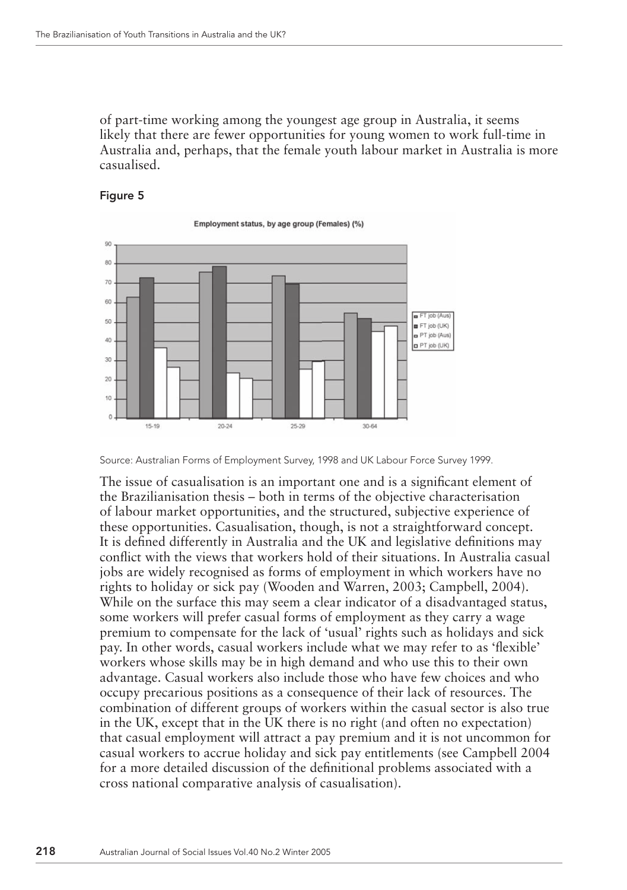of part-time working among the youngest age group in Australia, it seems likely that there are fewer opportunities for young women to work full-time in Australia and, perhaps, that the female youth labour market in Australia is more casualised.

**Figure 5**

Employment status, by age group (Females) (%)

90
80
70
60
50
40
30
20
10
0

15-19
20-24
25-29
30-64

FT job (Aus)
FT job (UK)
PT job (Aus)
PT job (UK)

Source: Australian Forms of Employment Survey, 1998 and UK Labour Force Survey 1999.

The issue of casualisation is an important one and is a significant element of the Brazilianisation thesis – both in terms of the objective characterisation of labour market opportunities, and the structured, subjective experience of these opportunities. Casualisation, though, is not a straightforward concept. It is defined differently in Australia and the UK and legislative definitions may conflict with the views that workers hold of their situations. In Australia casual jobs are widely recognised as forms of employment in which workers have no rights to holiday or sick pay (Wooden and Warren, 2003; Campbell, 2004). While on the surface this may seem a clear indicator of a disadvantaged status, some workers will prefer casual forms of employment as they carry a wage premium to compensate for the lack of 'usual' rights such as holidays and sick pay. In other words, casual workers include what we may refer to as 'flexible' workers whose skills may be in high demand and who use this to their own advantage. Casual workers also include those who have few choices and who occupy precarious positions as a consequence of their lack of resources. The combination of different groups of workers within the casual sector is also true in the UK, except that in the UK there is no right (and often no expectation) that casual employment will attract a pay premium and it is not uncommon for casual workers to accrue holiday and sick pay entitlements (see Campbell 2004 for a more detailed discussion of the definitional problems associated with a cross national comparative analysis of casualisation).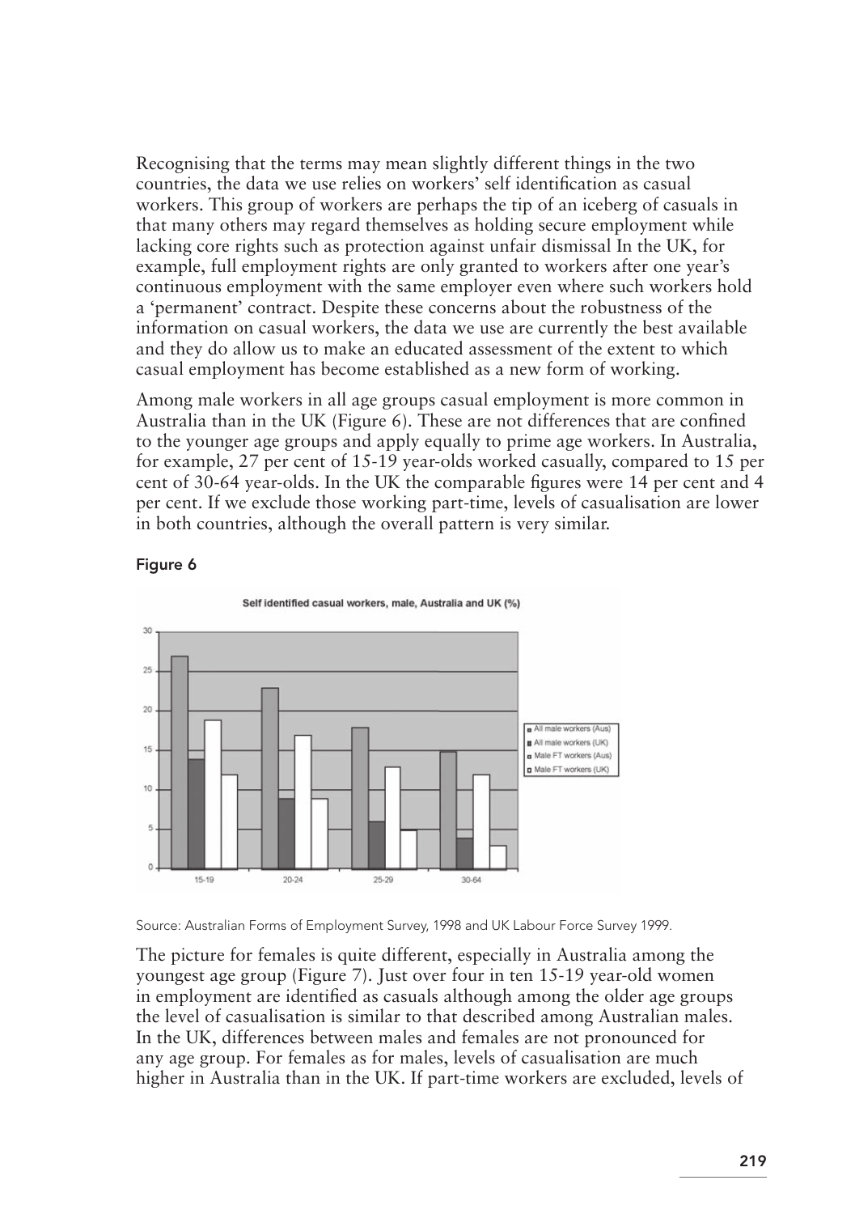Recognising that the terms may mean slightly different things in the two countries, the data we use relies on workers' self identification as casual workers. This group of workers are perhaps the tip of an iceberg of casuals in that many others may regard themselves as holding secure employment while lacking core rights such as protection against unfair dismissal In the UK, for example, full employment rights are only granted to workers after one year's continuous employment with the same employer even where such workers hold a 'permanent' contract. Despite these concerns about the robustness of the information on casual workers, the data we use are currently the best available and they do allow us to make an educated assessment of the extent to which casual employment has become established as a new form of working.

Among male workers in all age groups casual employment is more common in Australia than in the UK (Figure 6). These are not differences that are confined to the younger age groups and apply equally to prime age workers. In Australia, for example, 27 per cent of 15-19 year-olds worked casually, compared to 15 per cent of 30-64 year-olds. In the UK the comparable figures were 14 per cent and 4 per cent. If we exclude those working part-time, levels of casualisation are lower in both countries, although the overall pattern is very similar.

**Figure 6**

Self identified casual workers, male, Australia and UK (%)

30
25
20
15
10
5
0

15-19
20-24
25-29
30-64

All male workers (Aus)
All male workers (UK)
Male FT workers (Aus)
Male FT workers (UK)

Source: Australian Forms of Employment Survey, 1998 and UK Labour Force Survey 1999.

The picture for females is quite different, especially in Australia among the youngest age group (Figure 7). Just over four in ten 15-19 year-old women in employment are identified as casuals although among the older age groups the level of casualisation is similar to that described among Australian males. In the UK, differences between males and females are not pronounced for any age group. For females as for males, levels of casualisation are much higher in Australia than in the UK. If part-time workers are excluded, levels of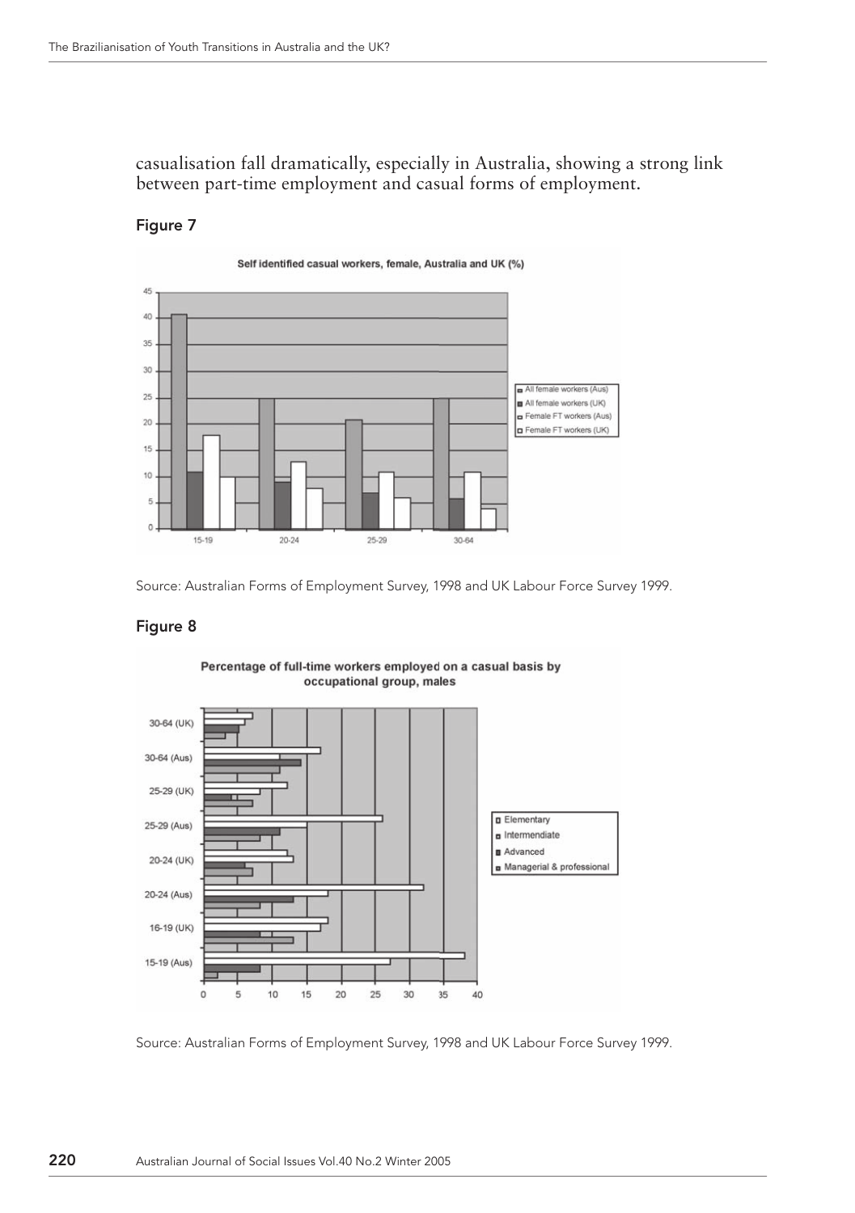casualisation fall dramatically, especially in Australia, showing a strong link between part-time employment and casual forms of employment.

### Figure 7

Self identified casual workers, female, Australia and UK (%)

Source: Australian Forms of Employment Survey, 1998 and UK Labour Force Survey 1999.

### Figure 8

Percentage of full-time workers employed on a casual basis by occupational group, males

Source: Australian Forms of Employment Survey, 1998 and UK Labour Force Survey 1999.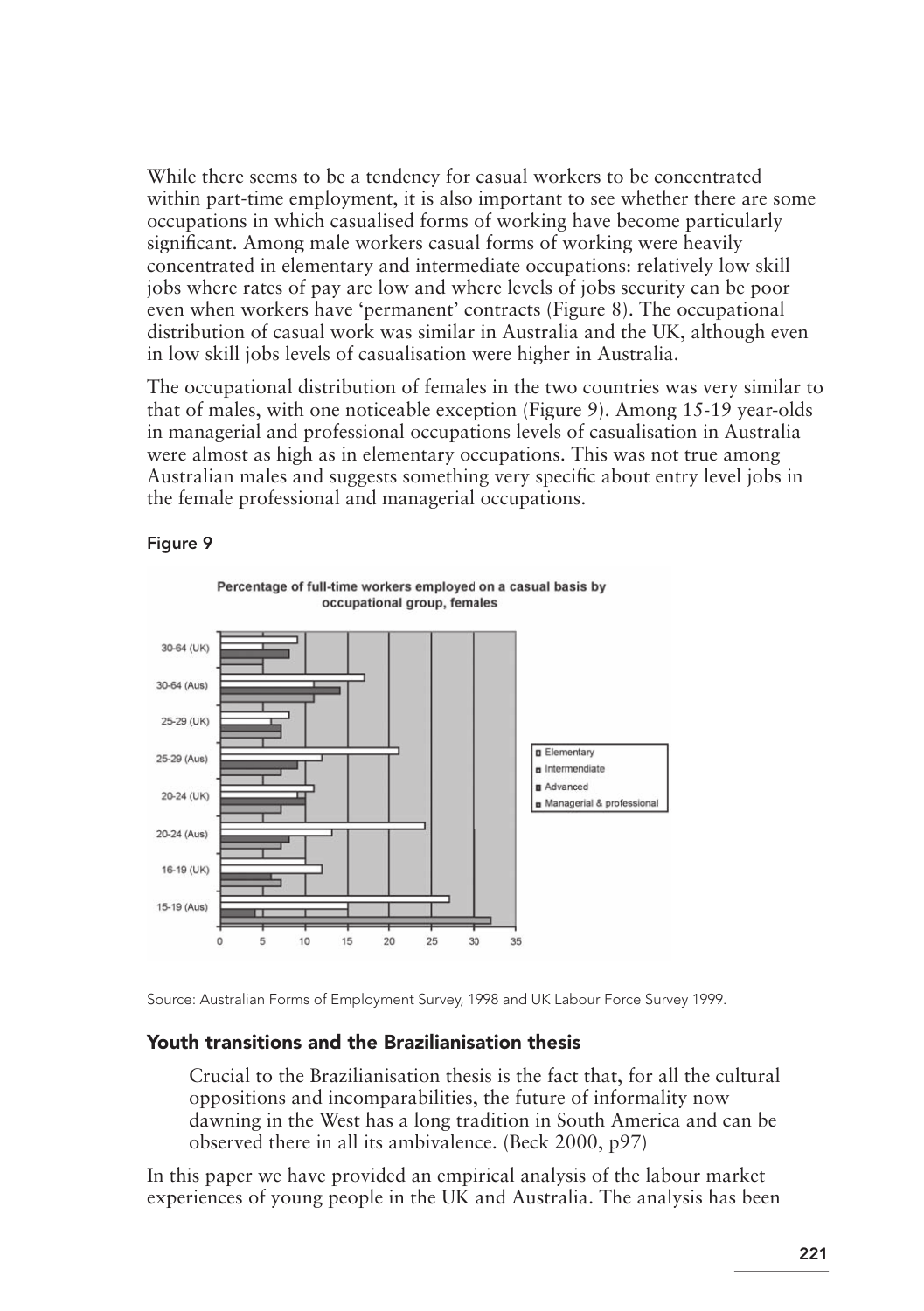While there seems to be a tendency for casual workers to be concentrated within part-time employment, it is also important to see whether there are some occupations in which casualised forms of working have become particularly significant. Among male workers casual forms of working were heavily concentrated in elementary and intermediate occupations: relatively low skill jobs where rates of pay are low and where levels of jobs security can be poor even when workers have 'permanent' contracts (Figure 8). The occupational distribution of casual work was similar in Australia and the UK, although even in low skill jobs levels of casualisation were higher in Australia.

The occupational distribution of females in the two countries was very similar to that of males, with one noticeable exception (Figure 9). Among 15-19 year-olds in managerial and professional occupations levels of casualisation in Australia were almost as high as in elementary occupations. This was not true among Australian males and suggests something very specific about entry level jobs in the female professional and managerial occupations.

**Figure 9**

Percentage of full-time workers employed on a casual basis by occupational group, females

30-64 (UK)
30-64 (Aus)
25-29 (UK)
25-29 (Aus)
20-24 (UK)
20-24 (Aus)
16-19 (UK)
15-19 (Aus)

0 5 10 15 20 25 30 35

Elementary
Intermendiate
Advanced
Managerial & professional

Source: Australian Forms of Employment Survey, 1998 and UK Labour Force Survey 1999.

### Youth transitions and the Brazilianisation thesis

> Crucial to the Brazilianisation thesis is the fact that, for all the cultural oppositions and incomparabilities, the future of informality now dawning in the West has a long tradition in South America and can be observed there in all its ambivalence. (Beck 2000, p97)

In this paper we have provided an empirical analysis of the labour market experiences of young people in the UK and Australia. The analysis has been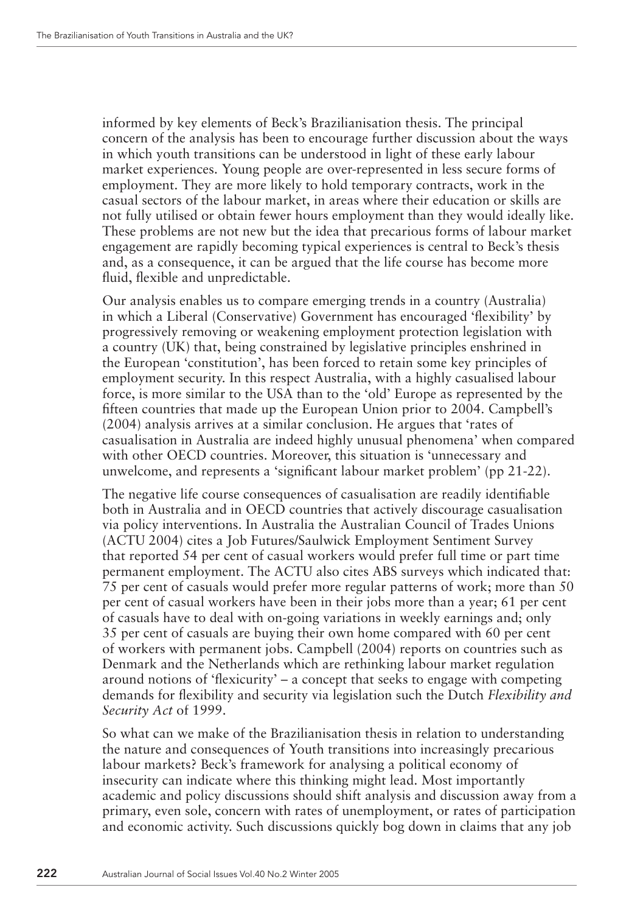informed by key elements of Beck's Brazilianisation thesis. The principal concern of the analysis has been to encourage further discussion about the ways in which youth transitions can be understood in light of these early labour market experiences. Young people are over-represented in less secure forms of employment. They are more likely to hold temporary contracts, work in the casual sectors of the labour market, in areas where their education or skills are not fully utilised or obtain fewer hours employment than they would ideally like. These problems are not new but the idea that precarious forms of labour market engagement are rapidly becoming typical experiences is central to Beck's thesis and, as a consequence, it can be argued that the life course has become more fluid, flexible and unpredictable.

Our analysis enables us to compare emerging trends in a country (Australia) in which a Liberal (Conservative) Government has encouraged 'flexibility' by progressively removing or weakening employment protection legislation with a country (UK) that, being constrained by legislative principles enshrined in the European 'constitution', has been forced to retain some key principles of employment security. In this respect Australia, with a highly casualised labour force, is more similar to the USA than to the 'old' Europe as represented by the fifteen countries that made up the European Union prior to 2004. Campbell's (2004) analysis arrives at a similar conclusion. He argues that 'rates of casualisation in Australia are indeed highly unusual phenomena' when compared with other OECD countries. Moreover, this situation is 'unnecessary and unwelcome, and represents a 'significant labour market problem' (pp 21-22).

The negative life course consequences of casualisation are readily identifiable both in Australia and in OECD countries that actively discourage casualisation via policy interventions. In Australia the Australian Council of Trades Unions (ACTU 2004) cites a Job Futures/Saulwick Employment Sentiment Survey that reported 54 per cent of casual workers would prefer full time or part time permanent employment. The ACTU also cites ABS surveys which indicated that: 75 per cent of casuals would prefer more regular patterns of work; more than 50 per cent of casual workers have been in their jobs more than a year; 61 per cent of casuals have to deal with on-going variations in weekly earnings and; only 35 per cent of casuals are buying their own home compared with 60 per cent of workers with permanent jobs. Campbell (2004) reports on countries such as Denmark and the Netherlands which are rethinking labour market regulation around notions of 'flexicurity' – a concept that seeks to engage with competing demands for flexibility and security via legislation such the Dutch *Flexibility and Security Act* of 1999.

So what can we make of the Brazilianisation thesis in relation to understanding the nature and consequences of Youth transitions into increasingly precarious labour markets? Beck's framework for analysing a political economy of insecurity can indicate where this thinking might lead. Most importantly academic and policy discussions should shift analysis and discussion away from a primary, even sole, concern with rates of unemployment, or rates of participation and economic activity. Such discussions quickly bog down in claims that any job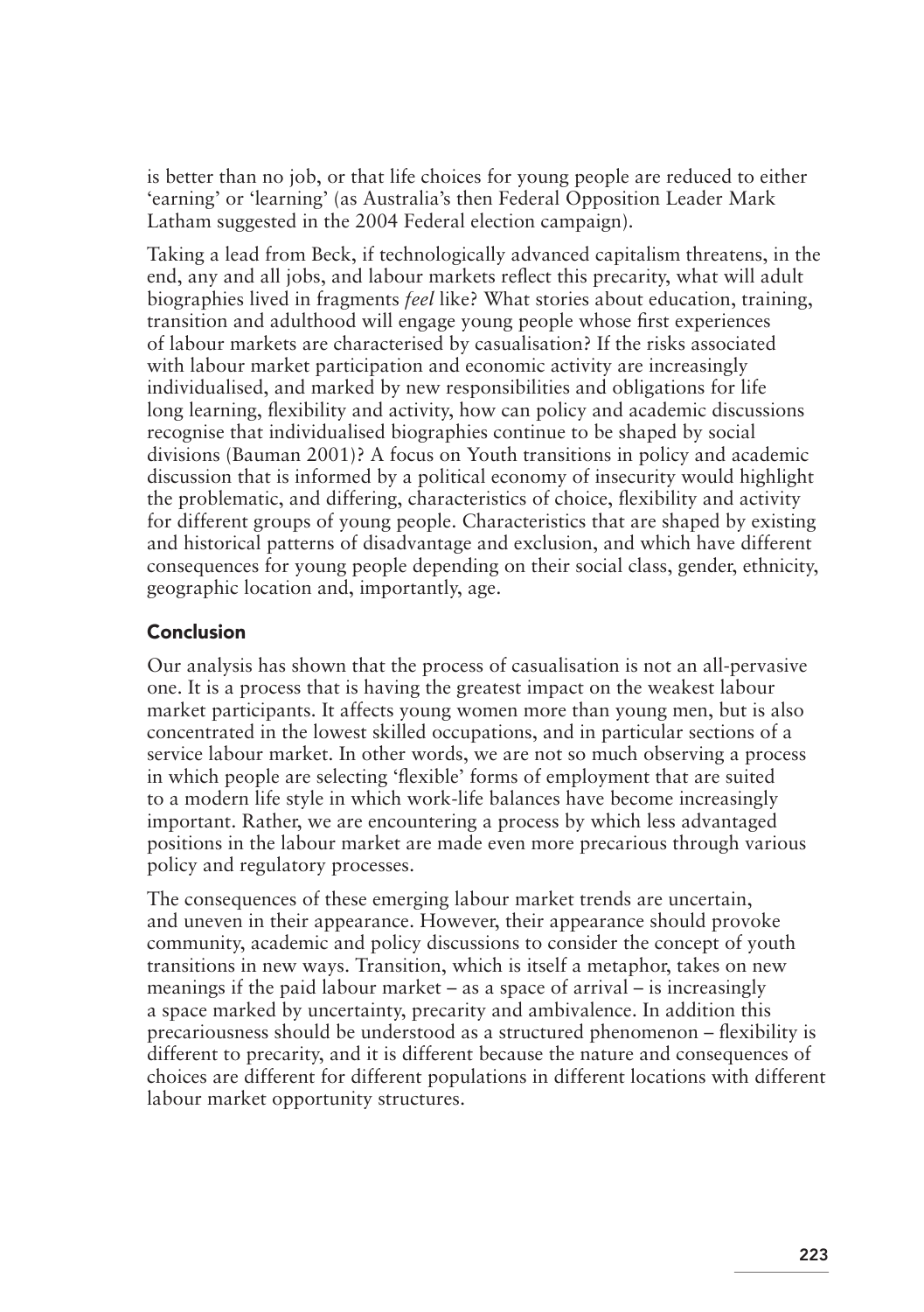is better than no job, or that life choices for young people are reduced to either 'earning' or 'learning' (as Australia's then Federal Opposition Leader Mark Latham suggested in the 2004 Federal election campaign).

Taking a lead from Beck, if technologically advanced capitalism threatens, in the end, any and all jobs, and labour markets reflect this precarity, what will adult biographies lived in fragments *feel* like? What stories about education, training, transition and adulthood will engage young people whose first experiences of labour markets are characterised by casualisation? If the risks associated with labour market participation and economic activity are increasingly individualised, and marked by new responsibilities and obligations for life long learning, flexibility and activity, how can policy and academic discussions recognise that individualised biographies continue to be shaped by social divisions (Bauman 2001)? A focus on Youth transitions in policy and academic discussion that is informed by a political economy of insecurity would highlight the problematic, and differing, characteristics of choice, flexibility and activity for different groups of young people. Characteristics that are shaped by existing and historical patterns of disadvantage and exclusion, and which have different consequences for young people depending on their social class, gender, ethnicity, geographic location and, importantly, age.

## Conclusion

Our analysis has shown that the process of casualisation is not an all-pervasive one. It is a process that is having the greatest impact on the weakest labour market participants. It affects young women more than young men, but is also concentrated in the lowest skilled occupations, and in particular sections of a service labour market. In other words, we are not so much observing a process in which people are selecting 'flexible' forms of employment that are suited to a modern life style in which work-life balances have become increasingly important. Rather, we are encountering a process by which less advantaged positions in the labour market are made even more precarious through various policy and regulatory processes.

The consequences of these emerging labour market trends are uncertain, and uneven in their appearance. However, their appearance should provoke community, academic and policy discussions to consider the concept of youth transitions in new ways. Transition, which is itself a metaphor, takes on new meanings if the paid labour market – as a space of arrival – is increasingly a space marked by uncertainty, precarity and ambivalence. In addition this precariousness should be understood as a structured phenomenon – flexibility is different to precarity, and it is different because the nature and consequences of choices are different for different populations in different locations with different labour market opportunity structures.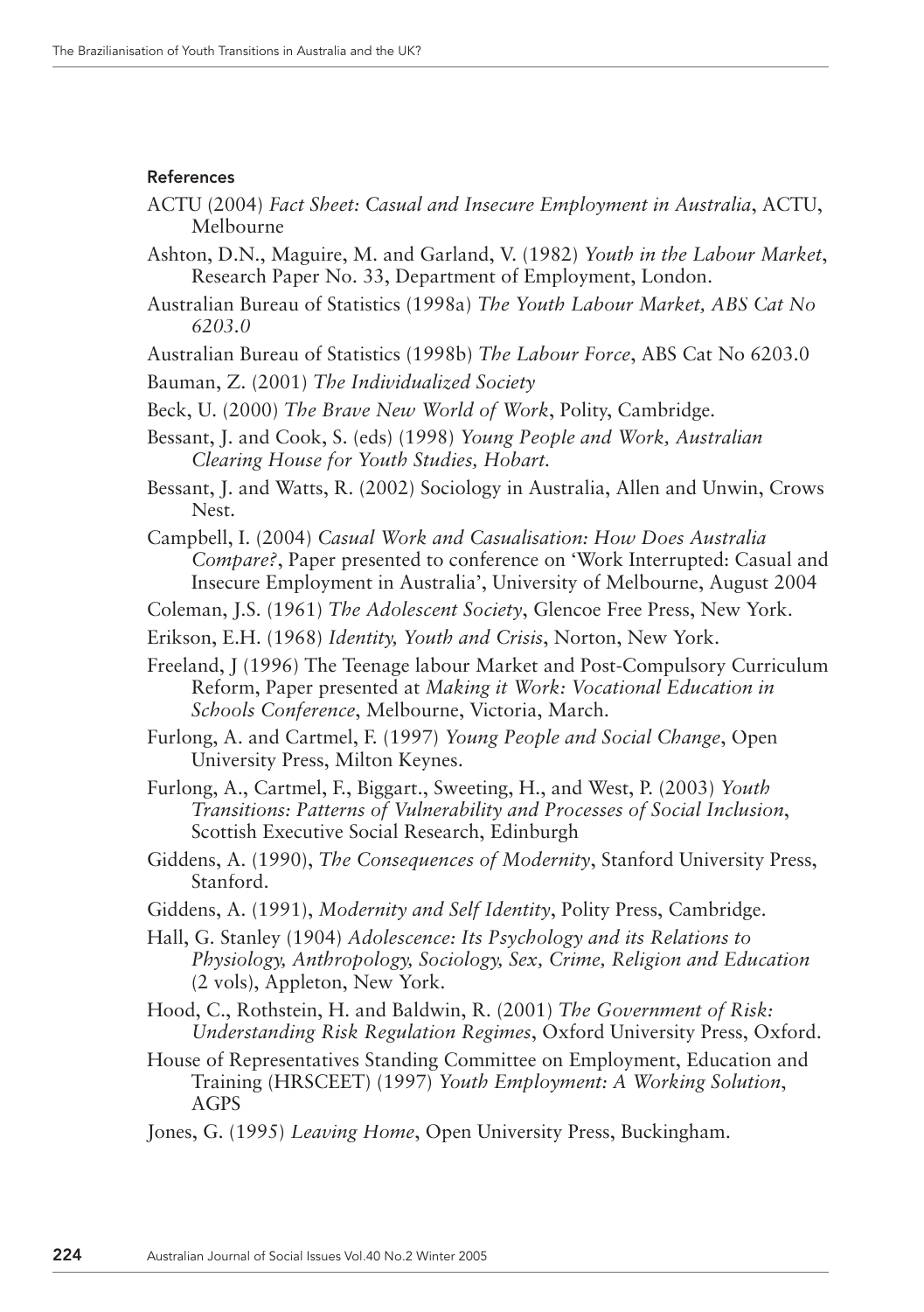#### References

ACTU (2004) *Fact Sheet: Casual and Insecure Employment in Australia*, ACTU, Melbourne

Ashton, D.N., Maguire, M. and Garland, V. (1982) *Youth in the Labour Market*, Research Paper No. 33, Department of Employment, London.

Australian Bureau of Statistics (1998a) *The Youth Labour Market, ABS Cat No 6203.0*

Australian Bureau of Statistics (1998b) *The Labour Force*, ABS Cat No 6203.0

Bauman, Z. (2001) *The Individualized Society*

Beck, U. (2000) *The Brave New World of Work*, Polity, Cambridge.

Bessant, J. and Cook, S. (eds) (1998) *Young People and Work, Australian Clearing House for Youth Studies, Hobart.*

Bessant, J. and Watts, R. (2002) Sociology in Australia, Allen and Unwin, Crows Nest.

Campbell, I. (2004) *Casual Work and Casualisation: How Does Australia Compare?*, Paper presented to conference on 'Work Interrupted: Casual and Insecure Employment in Australia', University of Melbourne, August 2004

Coleman, J.S. (1961) *The Adolescent Society*, Glencoe Free Press, New York.

Erikson, E.H. (1968) *Identity, Youth and Crisis*, Norton, New York.

Freeland, J (1996) The Teenage labour Market and Post-Compulsory Curriculum Reform, Paper presented at *Making it Work: Vocational Education in Schools Conference*, Melbourne, Victoria, March.

Furlong, A. and Cartmel, F. (1997) *Young People and Social Change*, Open University Press, Milton Keynes.

Furlong, A., Cartmel, F., Biggart., Sweeting, H., and West, P. (2003) *Youth Transitions: Patterns of Vulnerability and Processes of Social Inclusion*, Scottish Executive Social Research, Edinburgh

Giddens, A. (1990), *The Consequences of Modernity*, Stanford University Press, Stanford.

Giddens, A. (1991), *Modernity and Self Identity*, Polity Press, Cambridge.

Hall, G. Stanley (1904) *Adolescence: Its Psychology and its Relations to Physiology, Anthropology, Sociology, Sex, Crime, Religion and Education* (2 vols), Appleton, New York.

Hood, C., Rothstein, H. and Baldwin, R. (2001) *The Government of Risk: Understanding Risk Regulation Regimes*, Oxford University Press, Oxford.

House of Representatives Standing Committee on Employment, Education and Training (HRSCEET) (1997) *Youth Employment: A Working Solution*, AGPS

Jones, G. (1995) *Leaving Home*, Open University Press, Buckingham.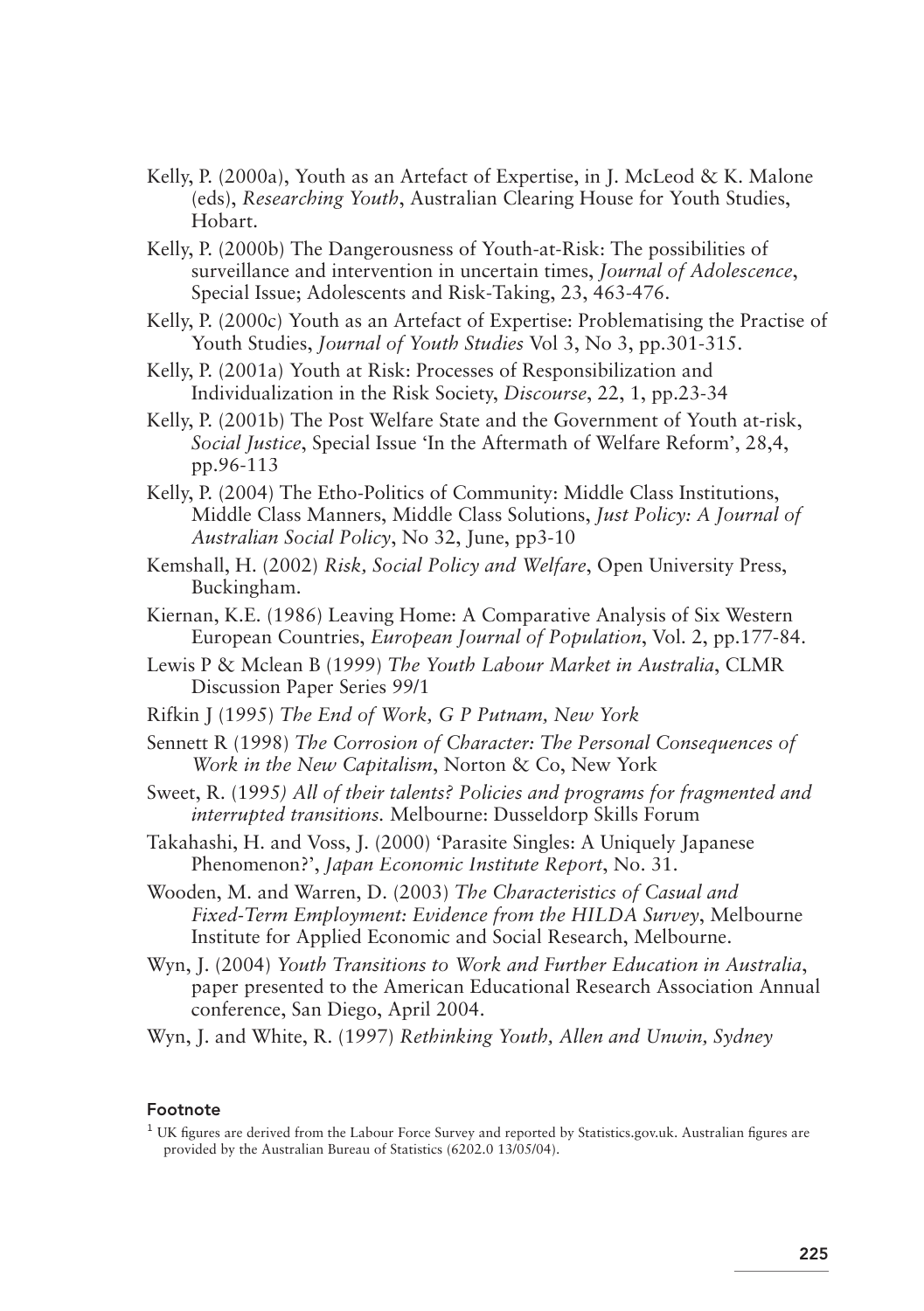Kelly, P. (2000a), Youth as an Artefact of Expertise, in J. McLeod & K. Malone (eds), *Researching Youth*, Australian Clearing House for Youth Studies, Hobart.

Kelly, P. (2000b) The Dangerousness of Youth-at-Risk: The possibilities of surveillance and intervention in uncertain times, *Journal of Adolescence*, Special Issue; Adolescents and Risk-Taking, 23, 463-476.

Kelly, P. (2000c) Youth as an Artefact of Expertise: Problematising the Practise of Youth Studies, *Journal of Youth Studies* Vol 3, No 3, pp.301-315.

Kelly, P. (2001a) Youth at Risk: Processes of Responsibilization and Individualization in the Risk Society, *Discourse*, 22, 1, pp.23-34

Kelly, P. (2001b) The Post Welfare State and the Government of Youth at-risk, *Social Justice*, Special Issue 'In the Aftermath of Welfare Reform', 28,4, pp.96-113

Kelly, P. (2004) The Etho-Politics of Community: Middle Class Institutions, Middle Class Manners, Middle Class Solutions, *Just Policy: A Journal of Australian Social Policy*, No 32, June, pp3-10

Kemshall, H. (2002) *Risk, Social Policy and Welfare*, Open University Press, Buckingham.

Kiernan, K.E. (1986) Leaving Home: A Comparative Analysis of Six Western European Countries, *European Journal of Population*, Vol. 2, pp.177-84.

Lewis P & Mclean B (1999) *The Youth Labour Market in Australia*, CLMR Discussion Paper Series 99/1

Rifkin J (1995) *The End of Work, G P Putnam, New York*

Sennett R (1998) *The Corrosion of Character: The Personal Consequences of Work in the New Capitalism*, Norton & Co, New York

Sweet, R. (1995*) All of their talents? Policies and programs for fragmented and interrupted transitions.* Melbourne: Dusseldorp Skills Forum

Takahashi, H. and Voss, J. (2000) 'Parasite Singles: A Uniquely Japanese Phenomenon?', *Japan Economic Institute Report*, No. 31.

Wooden, M. and Warren, D. (2003) *The Characteristics of Casual and Fixed-Term Employment: Evidence from the HILDA Survey*, Melbourne Institute for Applied Economic and Social Research, Melbourne.

Wyn, J. (2004) *Youth Transitions to Work and Further Education in Australia*, paper presented to the American Educational Research Association Annual conference, San Diego, April 2004.

Wyn, J. and White, R. (1997) *Rethinking Youth, Allen and Unwin, Sydney*

#### Footnote

[1] UK figures are derived from the Labour Force Survey and reported by Statistics.gov.uk. Australian figures are provided by the Australian Bureau of Statistics (6202.0 13/05/04).